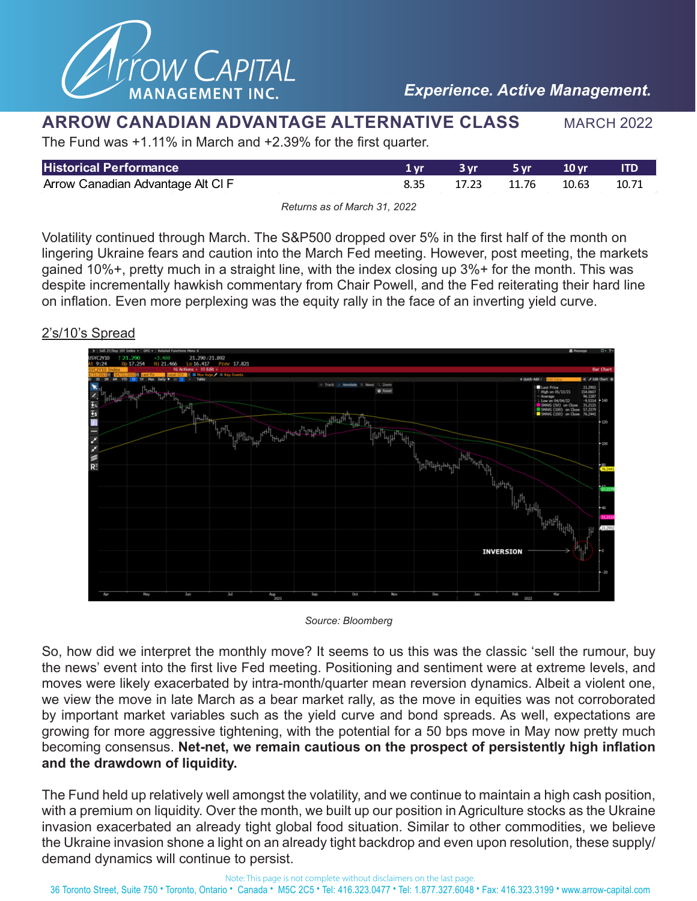# ARROW CANADIAN ADVANTAGE ALTERNATIVE CLASS

MARCH 2022

The Fund was +1.11% in March and +2.39% for the first quarter.

| Historical Performance | 1 yr | 3 yr | 5 yr | 10 yr | ITD |
|---|---|---|---|---|---|
| Arrow Canadian Advantage Alt Cl F | 8.35 | 17.23 | 11.76 | 10.63 | 10.71 |

*Returns as of March 31, 2022*

Volatility continued through March. The S&P500 dropped over 5% in the first half of the month on lingering Ukraine fears and caution into the March Fed meeting. However, post meeting, the markets gained 10%+, pretty much in a straight line, with the index closing up 3%+ for the month. This was despite incrementally hawkish commentary from Chair Powell, and the Fed reiterating their hard line on inflation. Even more perplexing was the equity rally in the face of an inverting yield curve.

2's/10's Spread

*Source: Bloomberg*

So, how did we interpret the monthly move? It seems to us this was the classic 'sell the rumour, buy the news' event into the first live Fed meeting. Positioning and sentiment were at extreme levels, and moves were likely exacerbated by intra-month/quarter mean reversion dynamics. Albeit a violent one, we view the move in late March as a bear market rally, as the move in equities was not corroborated by important market variables such as the yield curve and bond spreads. As well, expectations are growing for more aggressive tightening, with the potential for a 50 bps move in May now pretty much becoming consensus. **Net-net, we remain cautious on the prospect of persistently high inflation and the drawdown of liquidity.**

The Fund held up relatively well amongst the volatility, and we continue to maintain a high cash position, with a premium on liquidity. Over the month, we built up our position in Agriculture stocks as the Ukraine invasion exacerbated an already tight global food situation. Similar to other commodities, we believe the Ukraine invasion shone a light on an already tight backdrop and even upon resolution, these supply/demand dynamics will continue to persist.

Note: This page is not complete without disclaimers on the last page.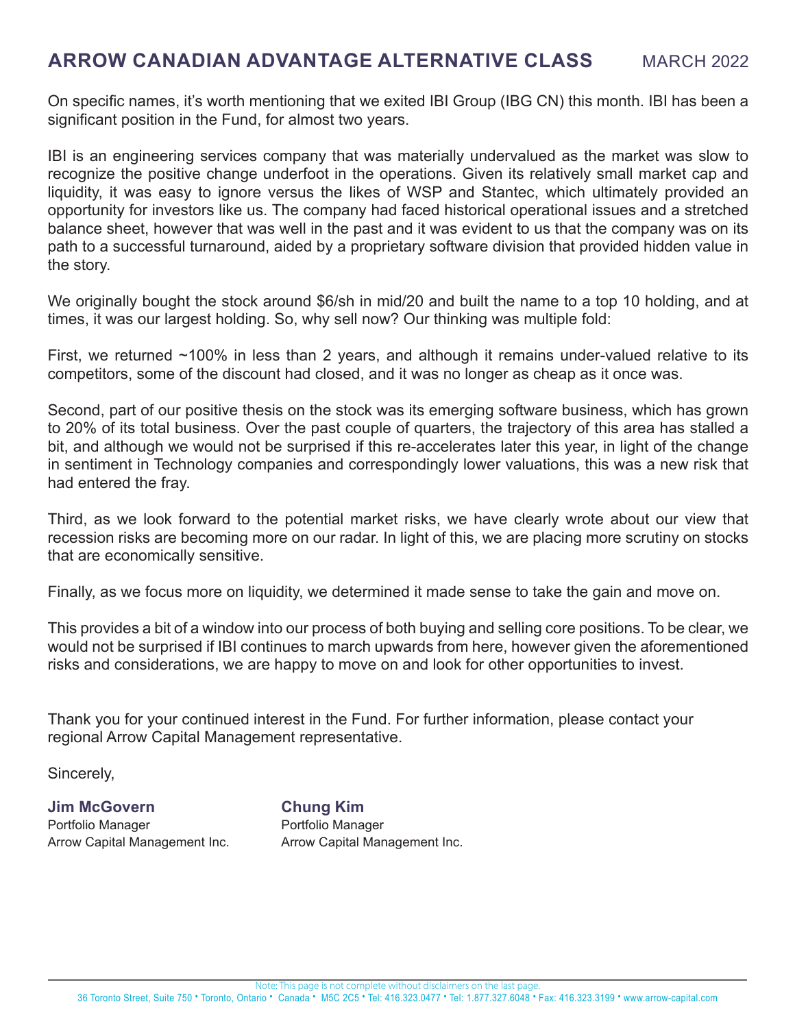On specific names, it's worth mentioning that we exited IBI Group (IBG CN) this month. IBI has been a significant position in the Fund, for almost two years.

IBI is an engineering services company that was materially undervalued as the market was slow to recognize the positive change underfoot in the operations. Given its relatively small market cap and liquidity, it was easy to ignore versus the likes of WSP and Stantec, which ultimately provided an opportunity for investors like us. The company had faced historical operational issues and a stretched balance sheet, however that was well in the past and it was evident to us that the company was on its path to a successful turnaround, aided by a proprietary software division that provided hidden value in the story.

We originally bought the stock around $6/sh in mid/20 and built the name to a top 10 holding, and at times, it was our largest holding. So, why sell now? Our thinking was multiple fold:

First, we returned ~100% in less than 2 years, and although it remains under-valued relative to its competitors, some of the discount had closed, and it was no longer as cheap as it once was.

Second, part of our positive thesis on the stock was its emerging software business, which has grown to 20% of its total business. Over the past couple of quarters, the trajectory of this area has stalled a bit, and although we would not be surprised if this re-accelerates later this year, in light of the change in sentiment in Technology companies and correspondingly lower valuations, this was a new risk that had entered the fray.

Third, as we look forward to the potential market risks, we have clearly wrote about our view that recession risks are becoming more on our radar. In light of this, we are placing more scrutiny on stocks that are economically sensitive.

Finally, as we focus more on liquidity, we determined it made sense to take the gain and move on.

This provides a bit of a window into our process of both buying and selling core positions. To be clear, we would not be surprised if IBI continues to march upwards from here, however given the aforementioned risks and considerations, we are happy to move on and look for other opportunities to invest.

Thank you for your continued interest in the Fund. For further information, please contact your regional Arrow Capital Management representative.

Sincerely,

**Jim McGovern**
Portfolio Manager
Arrow Capital Management Inc.

**Chung Kim**
Portfolio Manager
Arrow Capital Management Inc.

Note: This page is not complete without disclaimers on the last page.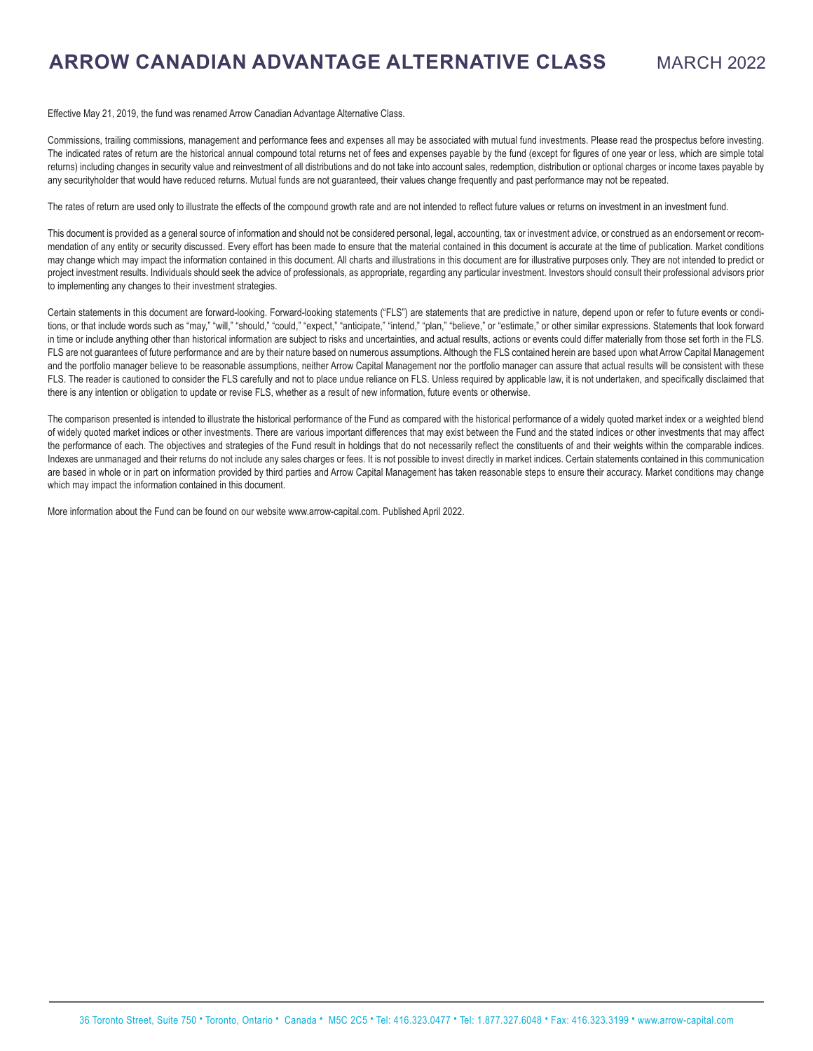Effective May 21, 2019, the fund was renamed Arrow Canadian Advantage Alternative Class.

Commissions, trailing commissions, management and performance fees and expenses all may be associated with mutual fund investments. Please read the prospectus before investing. The indicated rates of return are the historical annual compound total returns net of fees and expenses payable by the fund (except for figures of one year or less, which are simple total returns) including changes in security value and reinvestment of all distributions and do not take into account sales, redemption, distribution or optional charges or income taxes payable by any securityholder that would have reduced returns. Mutual funds are not guaranteed, their values change frequently and past performance may not be repeated.

The rates of return are used only to illustrate the effects of the compound growth rate and are not intended to reflect future values or returns on investment in an investment fund.

This document is provided as a general source of information and should not be considered personal, legal, accounting, tax or investment advice, or construed as an endorsement or recommendation of any entity or security discussed. Every effort has been made to ensure that the material contained in this document is accurate at the time of publication. Market conditions may change which may impact the information contained in this document. All charts and illustrations in this document are for illustrative purposes only. They are not intended to predict or project investment results. Individuals should seek the advice of professionals, as appropriate, regarding any particular investment. Investors should consult their professional advisors prior to implementing any changes to their investment strategies.

Certain statements in this document are forward-looking. Forward-looking statements ("FLS") are statements that are predictive in nature, depend upon or refer to future events or conditions, or that include words such as "may," "will," "should," "could," "expect," "anticipate," "intend," "plan," "believe," or "estimate," or other similar expressions. Statements that look forward in time or include anything other than historical information are subject to risks and uncertainties, and actual results, actions or events could differ materially from those set forth in the FLS. FLS are not guarantees of future performance and are by their nature based on numerous assumptions. Although the FLS contained herein are based upon what Arrow Capital Management and the portfolio manager believe to be reasonable assumptions, neither Arrow Capital Management nor the portfolio manager can assure that actual results will be consistent with these FLS. The reader is cautioned to consider the FLS carefully and not to place undue reliance on FLS. Unless required by applicable law, it is not undertaken, and specifically disclaimed that there is any intention or obligation to update or revise FLS, whether as a result of new information, future events or otherwise.

The comparison presented is intended to illustrate the historical performance of the Fund as compared with the historical performance of a widely quoted market index or a weighted blend of widely quoted market indices or other investments. There are various important differences that may exist between the Fund and the stated indices or other investments that may affect the performance of each. The objectives and strategies of the Fund result in holdings that do not necessarily reflect the constituents of and their weights within the comparable indices. Indexes are unmanaged and their returns do not include any sales charges or fees. It is not possible to invest directly in market indices. Certain statements contained in this communication are based in whole or in part on information provided by third parties and Arrow Capital Management has taken reasonable steps to ensure their accuracy. Market conditions may change which may impact the information contained in this document.

More information about the Fund can be found on our website www.arrow-capital.com. Published April 2022.